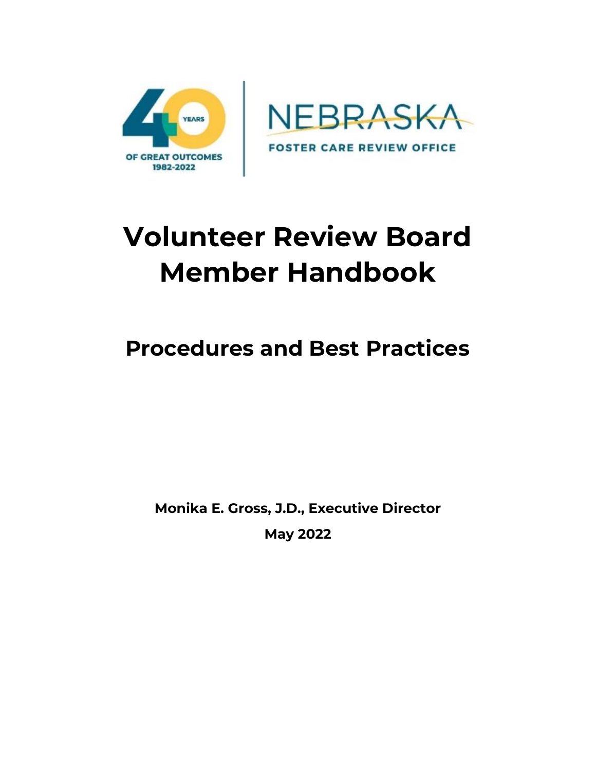# Volunteer Review Board Member Handbook

## Procedures and Best Practices

**Monika E. Gross, J.D., Executive Director**

**May 2022**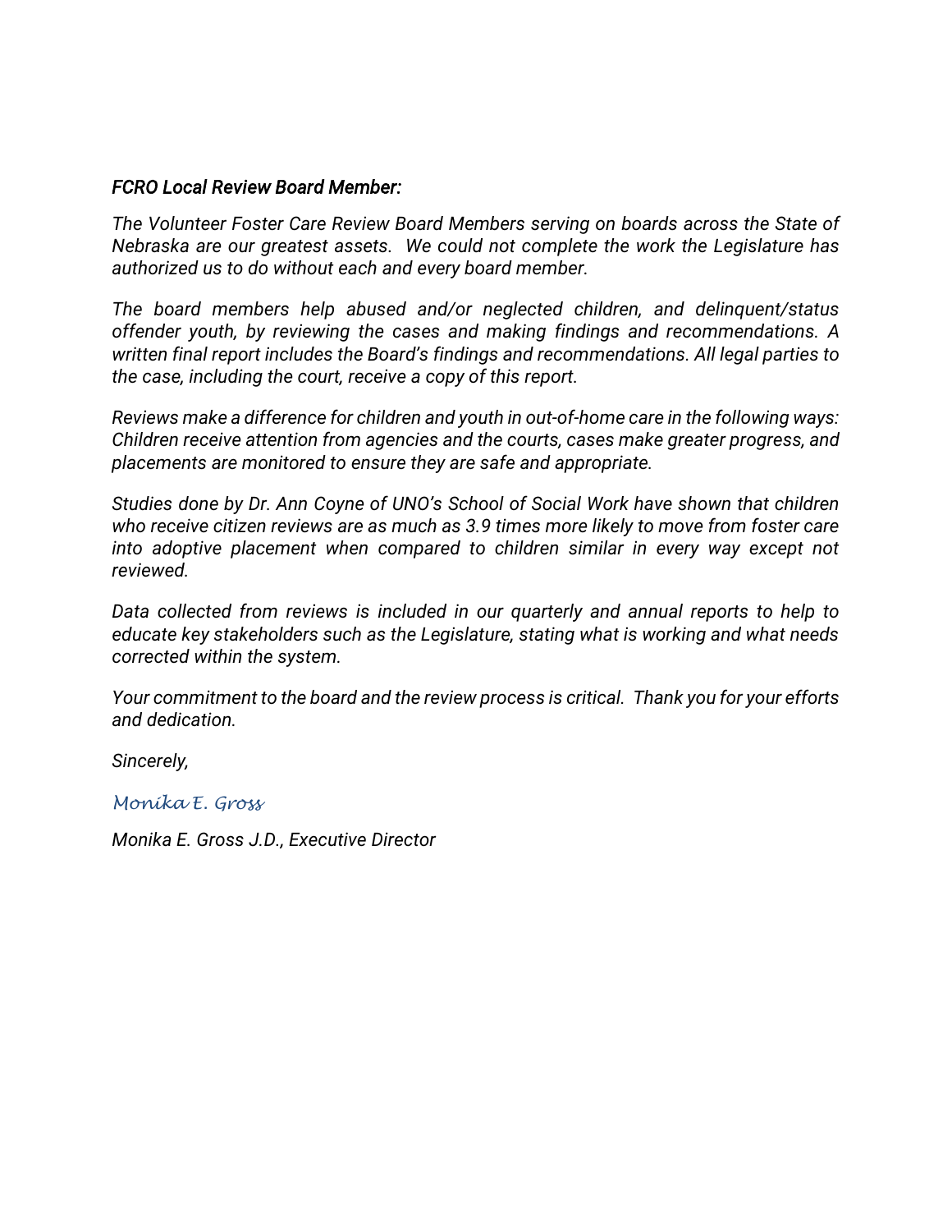*FCRO Local Review Board Member:*

*The Volunteer Foster Care Review Board Members serving on boards across the State of Nebraska are our greatest assets. We could not complete the work the Legislature has authorized us to do without each and every board member.*

*The board members help abused and/or neglected children, and delinquent/status offender youth, by reviewing the cases and making findings and recommendations. A written final report includes the Board's findings and recommendations. All legal parties to the case, including the court, receive a copy of this report.*

*Reviews make a difference for children and youth in out-of-home care in the following ways: Children receive attention from agencies and the courts, cases make greater progress, and placements are monitored to ensure they are safe and appropriate.*

*Studies done by Dr. Ann Coyne of UNO's School of Social Work have shown that children who receive citizen reviews are as much as 3.9 times more likely to move from foster care into adoptive placement when compared to children similar in every way except not reviewed.*

*Data collected from reviews is included in our quarterly and annual reports to help to educate key stakeholders such as the Legislature, stating what is working and what needs corrected within the system.*

*Your commitment to the board and the review process is critical. Thank you for your efforts and dedication.*

*Sincerely,*

*Monika E. Gross*

*Monika E. Gross J.D., Executive Director*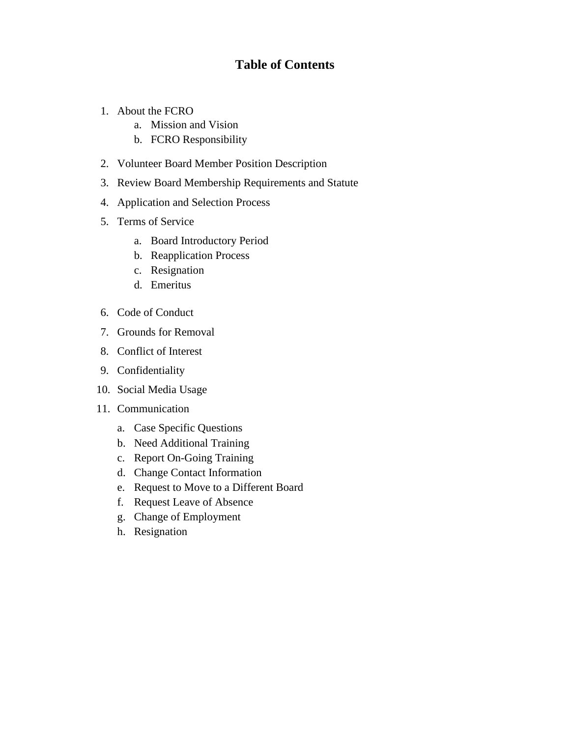# Table of Contents

1. About the FCRO
   a. Mission and Vision
   b. FCRO Responsibility
2. Volunteer Board Member Position Description
3. Review Board Membership Requirements and Statute
4. Application and Selection Process
5. Terms of Service
   a. Board Introductory Period
   b. Reapplication Process
   c. Resignation
   d. Emeritus
6. Code of Conduct
7. Grounds for Removal
8. Conflict of Interest
9. Confidentiality
10. Social Media Usage
11. Communication
    a. Case Specific Questions
    b. Need Additional Training
    c. Report On-Going Training
    d. Change Contact Information
    e. Request to Move to a Different Board
    f. Request Leave of Absence
    g. Change of Employment
    h. Resignation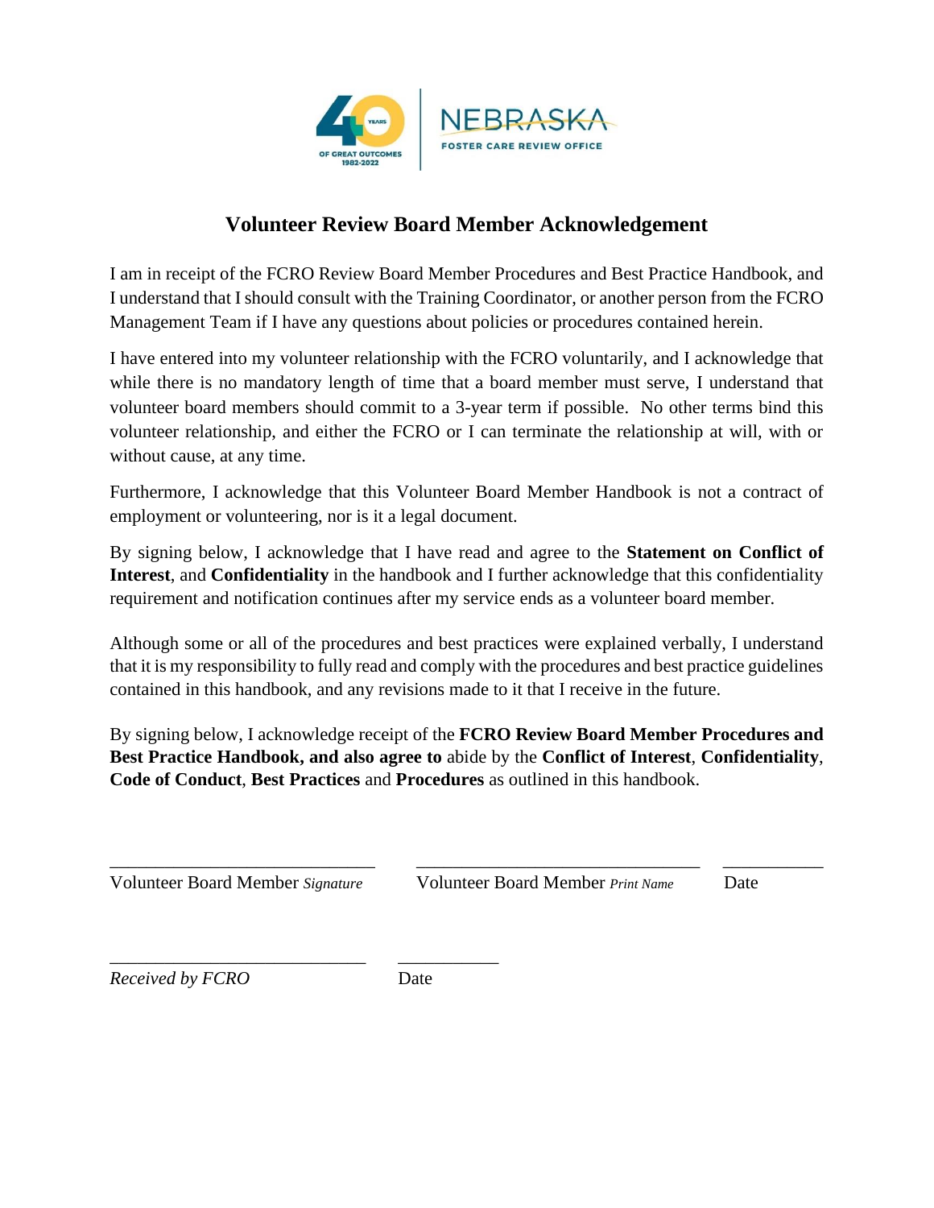# Volunteer Review Board Member Acknowledgement

I am in receipt of the FCRO Review Board Member Procedures and Best Practice Handbook, and I understand that I should consult with the Training Coordinator, or another person from the FCRO Management Team if I have any questions about policies or procedures contained herein.

I have entered into my volunteer relationship with the FCRO voluntarily, and I acknowledge that while there is no mandatory length of time that a board member must serve, I understand that volunteer board members should commit to a 3-year term if possible. No other terms bind this volunteer relationship, and either the FCRO or I can terminate the relationship at will, with or without cause, at any time.

Furthermore, I acknowledge that this Volunteer Board Member Handbook is not a contract of employment or volunteering, nor is it a legal document.

By signing below, I acknowledge that I have read and agree to the **Statement on Conflict of Interest**, and **Confidentiality** in the handbook and I further acknowledge that this confidentiality requirement and notification continues after my service ends as a volunteer board member.

Although some or all of the procedures and best practices were explained verbally, I understand that it is my responsibility to fully read and comply with the procedures and best practice guidelines contained in this handbook, and any revisions made to it that I receive in the future.

By signing below, I acknowledge receipt of the **FCRO Review Board Member Procedures and Best Practice Handbook, and also agree to** abide by the **Conflict of Interest**, **Confidentiality**, **Code of Conduct**, **Best Practices** and **Procedures** as outlined in this handbook.

\_\_\_\_\_\_\_\_\_\_\_\_\_\_\_\_\_\_\_\_\_\_\_\_\_\_\_\_\_\_ \_\_\_\_\_\_\_\_\_\_\_\_\_\_\_\_\_\_\_\_\_\_\_\_\_\_\_\_\_\_ \_\_\_\_\_\_\_\_\_\_\_

Volunteer Board Member *Signature* Volunteer Board Member *Print Name* Date

\_\_\_\_\_\_\_\_\_\_\_\_\_\_\_\_\_\_\_\_\_\_\_\_\_\_\_\_\_\_ \_\_\_\_\_\_\_\_\_\_\_

*Received by FCRO* Date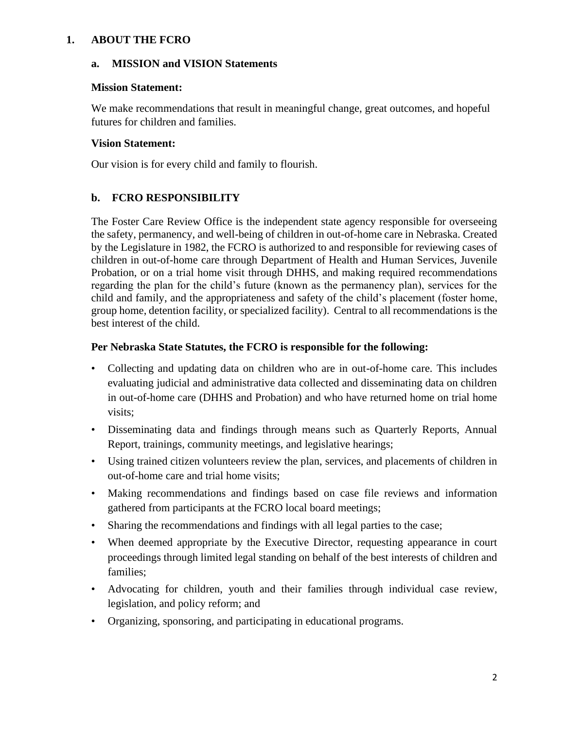## 1. ABOUT THE FCRO

### a. MISSION and VISION Statements

**Mission Statement:**

We make recommendations that result in meaningful change, great outcomes, and hopeful futures for children and families.

**Vision Statement:**

Our vision is for every child and family to flourish.

### b. FCRO RESPONSIBILITY

The Foster Care Review Office is the independent state agency responsible for overseeing the safety, permanency, and well-being of children in out-of-home care in Nebraska. Created by the Legislature in 1982, the FCRO is authorized to and responsible for reviewing cases of children in out-of-home care through Department of Health and Human Services, Juvenile Probation, or on a trial home visit through DHHS, and making required recommendations regarding the plan for the child's future (known as the permanency plan), services for the child and family, and the appropriateness and safety of the child's placement (foster home, group home, detention facility, or specialized facility). Central to all recommendations is the best interest of the child.

**Per Nebraska State Statutes, the FCRO is responsible for the following:**

- Collecting and updating data on children who are in out-of-home care. This includes evaluating judicial and administrative data collected and disseminating data on children in out-of-home care (DHHS and Probation) and who have returned home on trial home visits;
- Disseminating data and findings through means such as Quarterly Reports, Annual Report, trainings, community meetings, and legislative hearings;
- Using trained citizen volunteers review the plan, services, and placements of children in out-of-home care and trial home visits;
- Making recommendations and findings based on case file reviews and information gathered from participants at the FCRO local board meetings;
- Sharing the recommendations and findings with all legal parties to the case;
- When deemed appropriate by the Executive Director, requesting appearance in court proceedings through limited legal standing on behalf of the best interests of children and families;
- Advocating for children, youth and their families through individual case review, legislation, and policy reform; and
- Organizing, sponsoring, and participating in educational programs.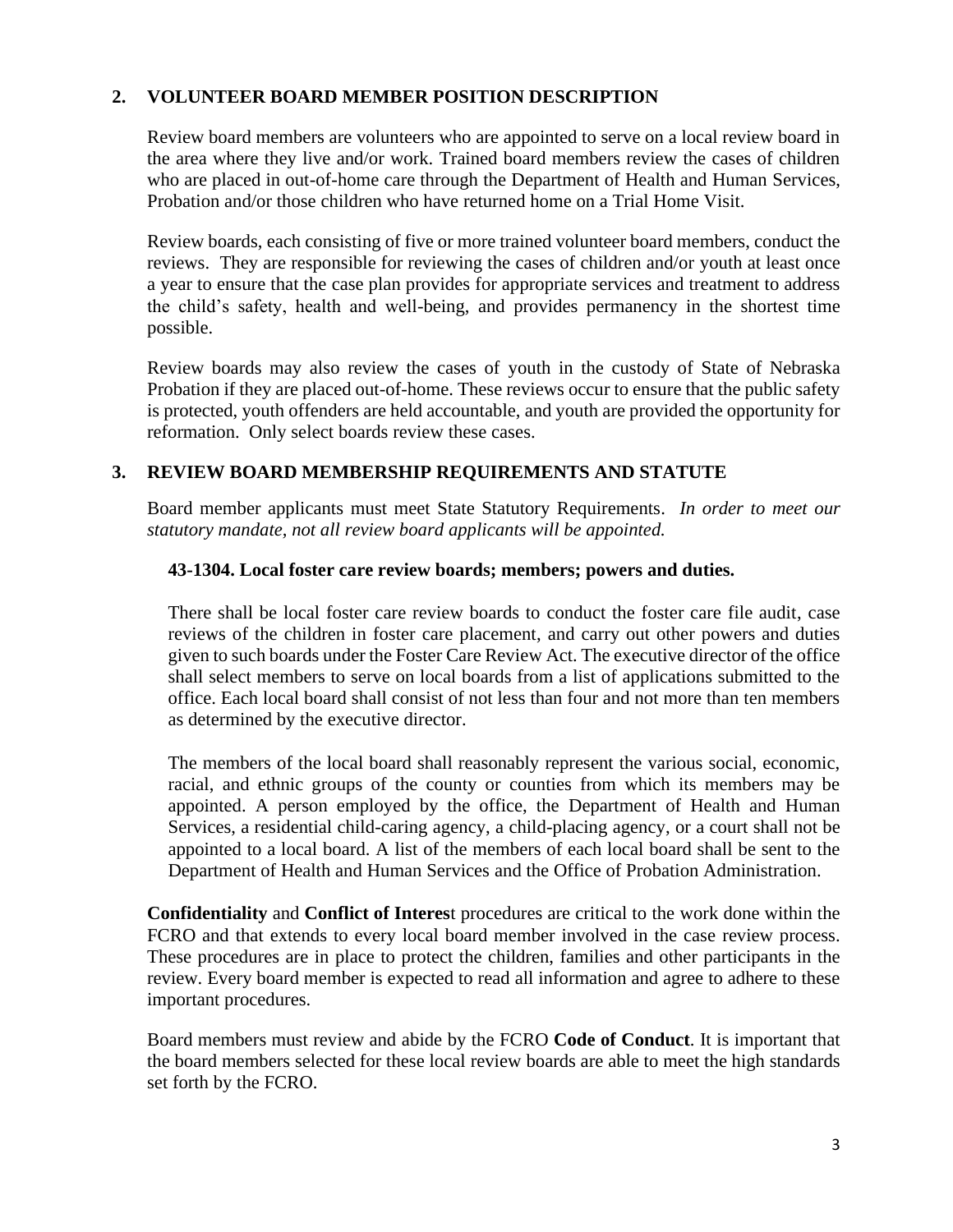## 2. VOLUNTEER BOARD MEMBER POSITION DESCRIPTION

Review board members are volunteers who are appointed to serve on a local review board in the area where they live and/or work. Trained board members review the cases of children who are placed in out-of-home care through the Department of Health and Human Services, Probation and/or those children who have returned home on a Trial Home Visit.

Review boards, each consisting of five or more trained volunteer board members, conduct the reviews. They are responsible for reviewing the cases of children and/or youth at least once a year to ensure that the case plan provides for appropriate services and treatment to address the child's safety, health and well-being, and provides permanency in the shortest time possible.

Review boards may also review the cases of youth in the custody of State of Nebraska Probation if they are placed out-of-home. These reviews occur to ensure that the public safety is protected, youth offenders are held accountable, and youth are provided the opportunity for reformation. Only select boards review these cases.

## 3. REVIEW BOARD MEMBERSHIP REQUIREMENTS AND STATUTE

Board member applicants must meet State Statutory Requirements. *In order to meet our statutory mandate, not all review board applicants will be appointed.*

### 43-1304. Local foster care review boards; members; powers and duties.

There shall be local foster care review boards to conduct the foster care file audit, case reviews of the children in foster care placement, and carry out other powers and duties given to such boards under the Foster Care Review Act. The executive director of the office shall select members to serve on local boards from a list of applications submitted to the office. Each local board shall consist of not less than four and not more than ten members as determined by the executive director.

The members of the local board shall reasonably represent the various social, economic, racial, and ethnic groups of the county or counties from which its members may be appointed. A person employed by the office, the Department of Health and Human Services, a residential child-caring agency, a child-placing agency, or a court shall not be appointed to a local board. A list of the members of each local board shall be sent to the Department of Health and Human Services and the Office of Probation Administration.

**Confidentiality** and **Conflict of Interest** procedures are critical to the work done within the FCRO and that extends to every local board member involved in the case review process. These procedures are in place to protect the children, families and other participants in the review. Every board member is expected to read all information and agree to adhere to these important procedures.

Board members must review and abide by the FCRO **Code of Conduct**. It is important that the board members selected for these local review boards are able to meet the high standards set forth by the FCRO.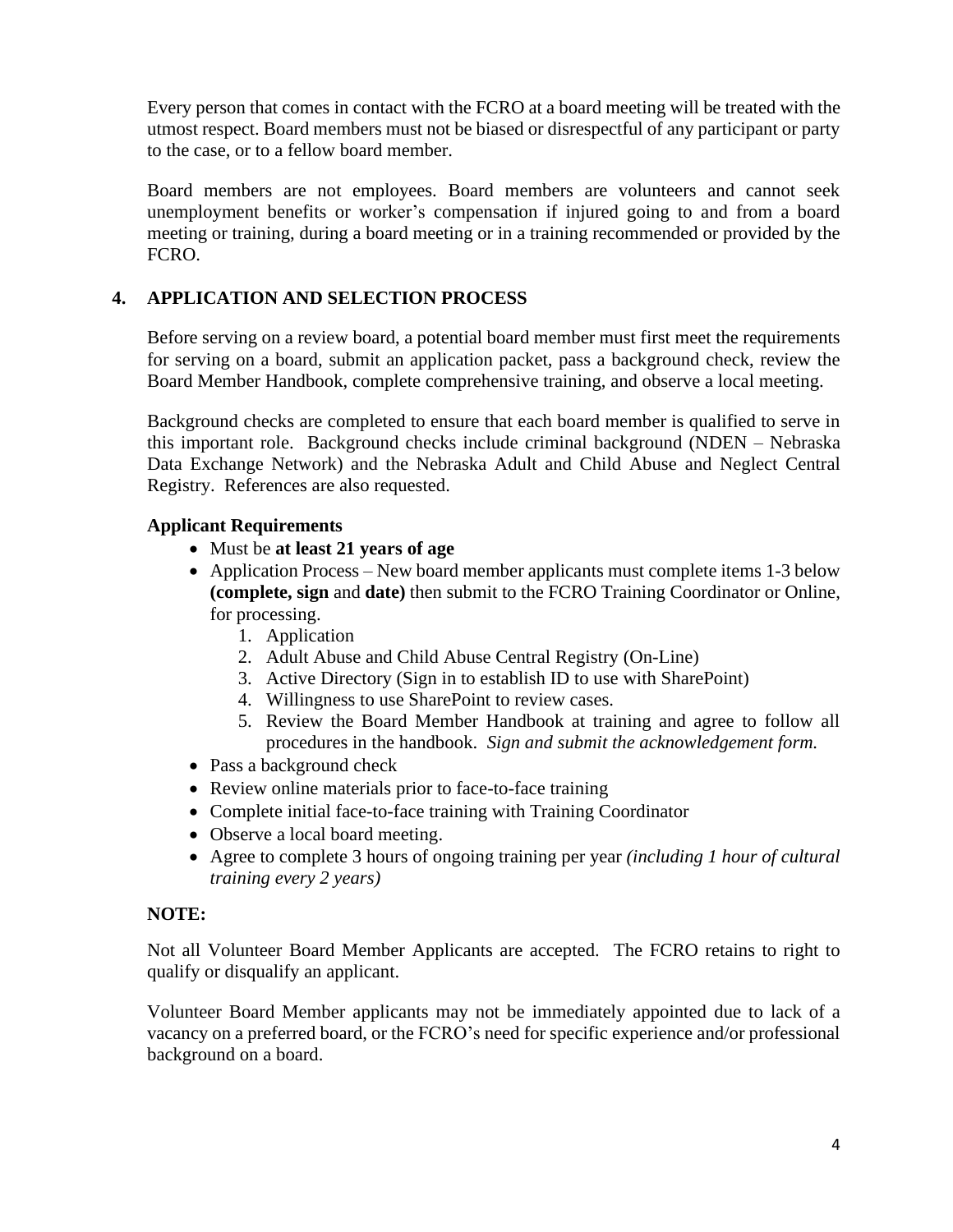Every person that comes in contact with the FCRO at a board meeting will be treated with the utmost respect. Board members must not be biased or disrespectful of any participant or party to the case, or to a fellow board member.

Board members are not employees. Board members are volunteers and cannot seek unemployment benefits or worker's compensation if injured going to and from a board meeting or training, during a board meeting or in a training recommended or provided by the FCRO.

## 4. APPLICATION AND SELECTION PROCESS

Before serving on a review board, a potential board member must first meet the requirements for serving on a board, submit an application packet, pass a background check, review the Board Member Handbook, complete comprehensive training, and observe a local meeting.

Background checks are completed to ensure that each board member is qualified to serve in this important role. Background checks include criminal background (NDEN – Nebraska Data Exchange Network) and the Nebraska Adult and Child Abuse and Neglect Central Registry. References are also requested.

**Applicant Requirements**

- Must be **at least 21 years of age**
- Application Process – New board member applicants must complete items 1-3 below **(complete, sign** and **date)** then submit to the FCRO Training Coordinator or Online, for processing.
    1. Application
    2. Adult Abuse and Child Abuse Central Registry (On-Line)
    3. Active Directory (Sign in to establish ID to use with SharePoint)
    4. Willingness to use SharePoint to review cases.
    5. Review the Board Member Handbook at training and agree to follow all procedures in the handbook. *Sign and submit the acknowledgement form.*
- Pass a background check
- Review online materials prior to face-to-face training
- Complete initial face-to-face training with Training Coordinator
- Observe a local board meeting.
- Agree to complete 3 hours of ongoing training per year *(including 1 hour of cultural training every 2 years)*

**NOTE:**

Not all Volunteer Board Member Applicants are accepted. The FCRO retains to right to qualify or disqualify an applicant.

Volunteer Board Member applicants may not be immediately appointed due to lack of a vacancy on a preferred board, or the FCRO's need for specific experience and/or professional background on a board.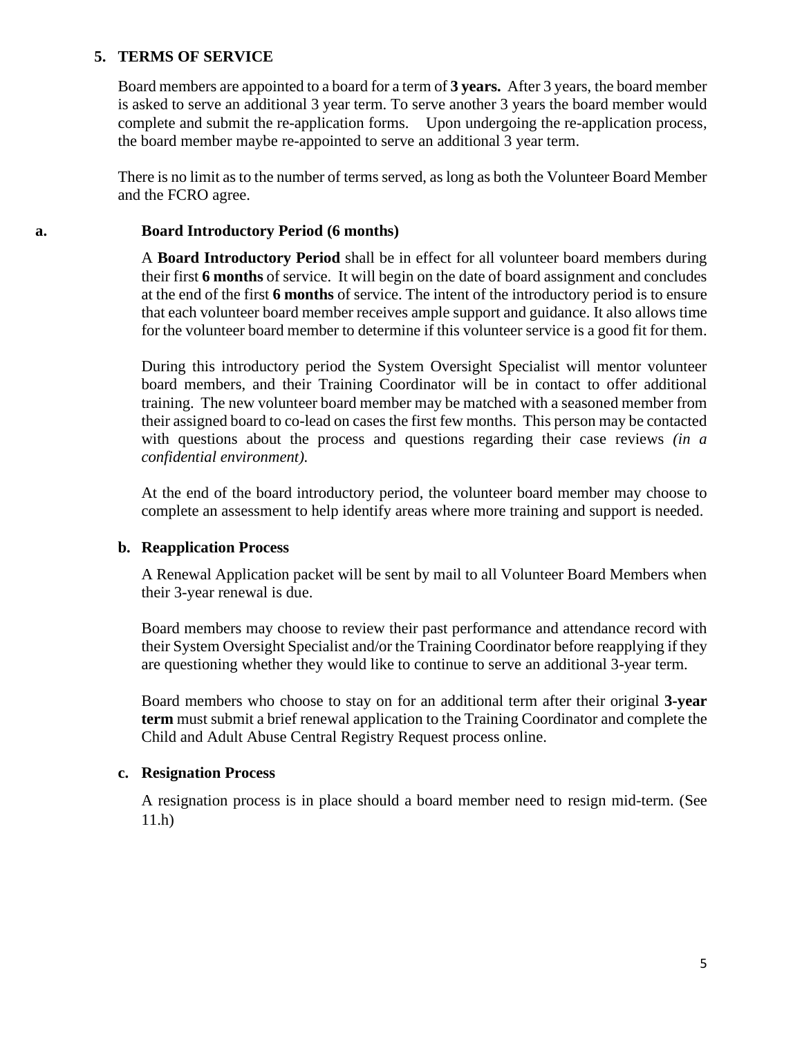## 5. TERMS OF SERVICE

Board members are appointed to a board for a term of **3 years.** After 3 years, the board member is asked to serve an additional 3 year term. To serve another 3 years the board member would complete and submit the re-application forms. Upon undergoing the re-application process, the board member maybe re-appointed to serve an additional 3 year term.

There is no limit as to the number of terms served, as long as both the Volunteer Board Member and the FCRO agree.

### a. Board Introductory Period (6 months)

A **Board Introductory Period** shall be in effect for all volunteer board members during their first **6 months** of service. It will begin on the date of board assignment and concludes at the end of the first **6 months** of service. The intent of the introductory period is to ensure that each volunteer board member receives ample support and guidance. It also allows time for the volunteer board member to determine if this volunteer service is a good fit for them.

During this introductory period the System Oversight Specialist will mentor volunteer board members, and their Training Coordinator will be in contact to offer additional training. The new volunteer board member may be matched with a seasoned member from their assigned board to co-lead on cases the first few months. This person may be contacted with questions about the process and questions regarding their case reviews *(in a confidential environment).*

At the end of the board introductory period, the volunteer board member may choose to complete an assessment to help identify areas where more training and support is needed.

### b. Reapplication Process

A Renewal Application packet will be sent by mail to all Volunteer Board Members when their 3-year renewal is due.

Board members may choose to review their past performance and attendance record with their System Oversight Specialist and/or the Training Coordinator before reapplying if they are questioning whether they would like to continue to serve an additional 3-year term.

Board members who choose to stay on for an additional term after their original **3-year term** must submit a brief renewal application to the Training Coordinator and complete the Child and Adult Abuse Central Registry Request process online.

### c. Resignation Process

A resignation process is in place should a board member need to resign mid-term. (See 11.h)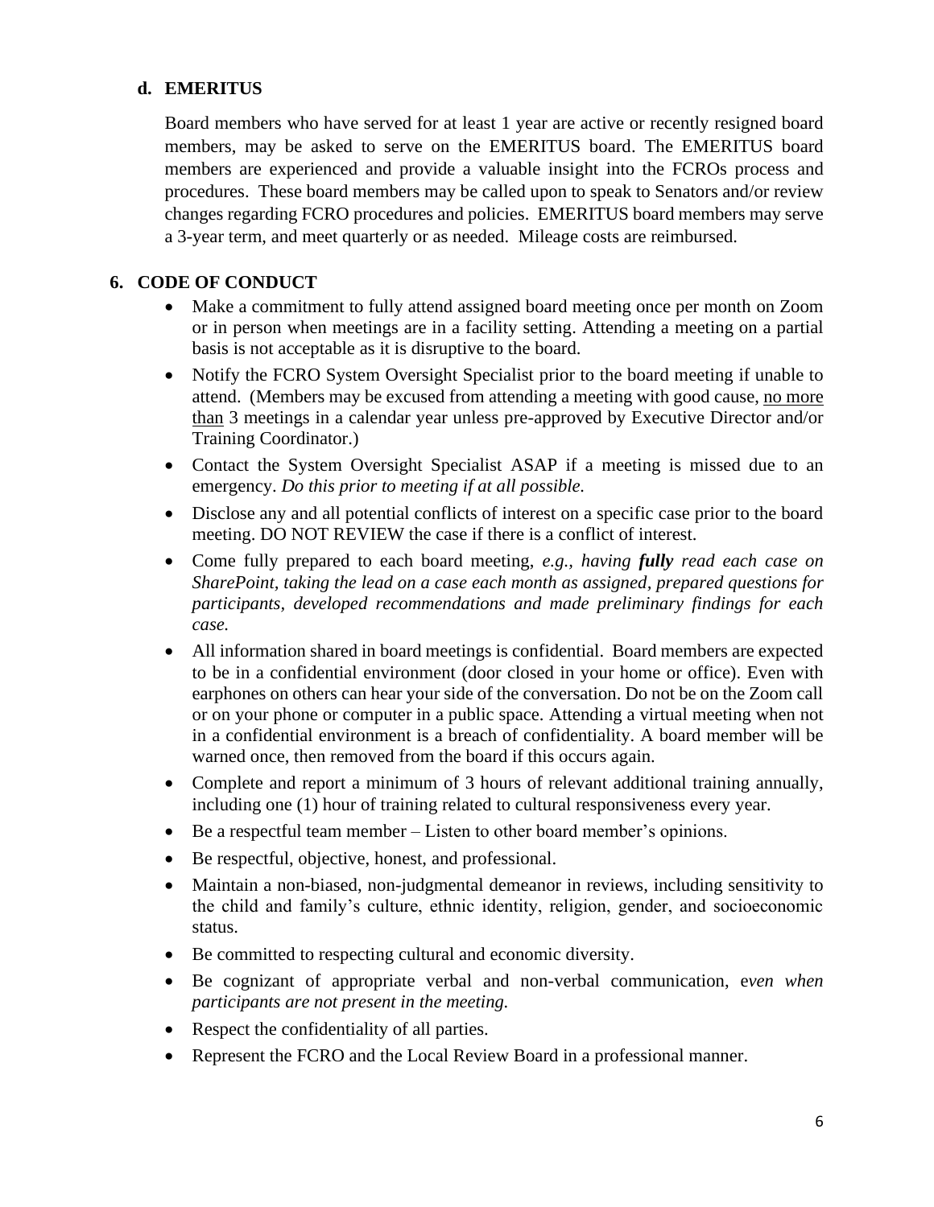### d. EMERITUS

Board members who have served for at least 1 year are active or recently resigned board members, may be asked to serve on the EMERITUS board. The EMERITUS board members are experienced and provide a valuable insight into the FCROs process and procedures. These board members may be called upon to speak to Senators and/or review changes regarding FCRO procedures and policies. EMERITUS board members may serve a 3-year term, and meet quarterly or as needed. Mileage costs are reimbursed.

## 6. CODE OF CONDUCT

- Make a commitment to fully attend assigned board meeting once per month on Zoom or in person when meetings are in a facility setting. Attending a meeting on a partial basis is not acceptable as it is disruptive to the board.
- Notify the FCRO System Oversight Specialist prior to the board meeting if unable to attend. (Members may be excused from attending a meeting with good cause, <u>no more than</u> 3 meetings in a calendar year unless pre-approved by Executive Director and/or Training Coordinator.)
- Contact the System Oversight Specialist ASAP if a meeting is missed due to an emergency. *Do this prior to meeting if at all possible.*
- Disclose any and all potential conflicts of interest on a specific case prior to the board meeting. DO NOT REVIEW the case if there is a conflict of interest.
- Come fully prepared to each board meeting, *e.g., having **fully** read each case on SharePoint, taking the lead on a case each month as assigned, prepared questions for participants, developed recommendations and made preliminary findings for each case.*
- All information shared in board meetings is confidential. Board members are expected to be in a confidential environment (door closed in your home or office). Even with earphones on others can hear your side of the conversation. Do not be on the Zoom call or on your phone or computer in a public space. Attending a virtual meeting when not in a confidential environment is a breach of confidentiality. A board member will be warned once, then removed from the board if this occurs again.
- Complete and report a minimum of 3 hours of relevant additional training annually, including one (1) hour of training related to cultural responsiveness every year.
- Be a respectful team member – Listen to other board member's opinions.
- Be respectful, objective, honest, and professional.
- Maintain a non-biased, non-judgmental demeanor in reviews, including sensitivity to the child and family's culture, ethnic identity, religion, gender, and socioeconomic status.
- Be committed to respecting cultural and economic diversity.
- Be cognizant of appropriate verbal and non-verbal communication, e*ven when participants are not present in the meeting.*
- Respect the confidentiality of all parties.
- Represent the FCRO and the Local Review Board in a professional manner.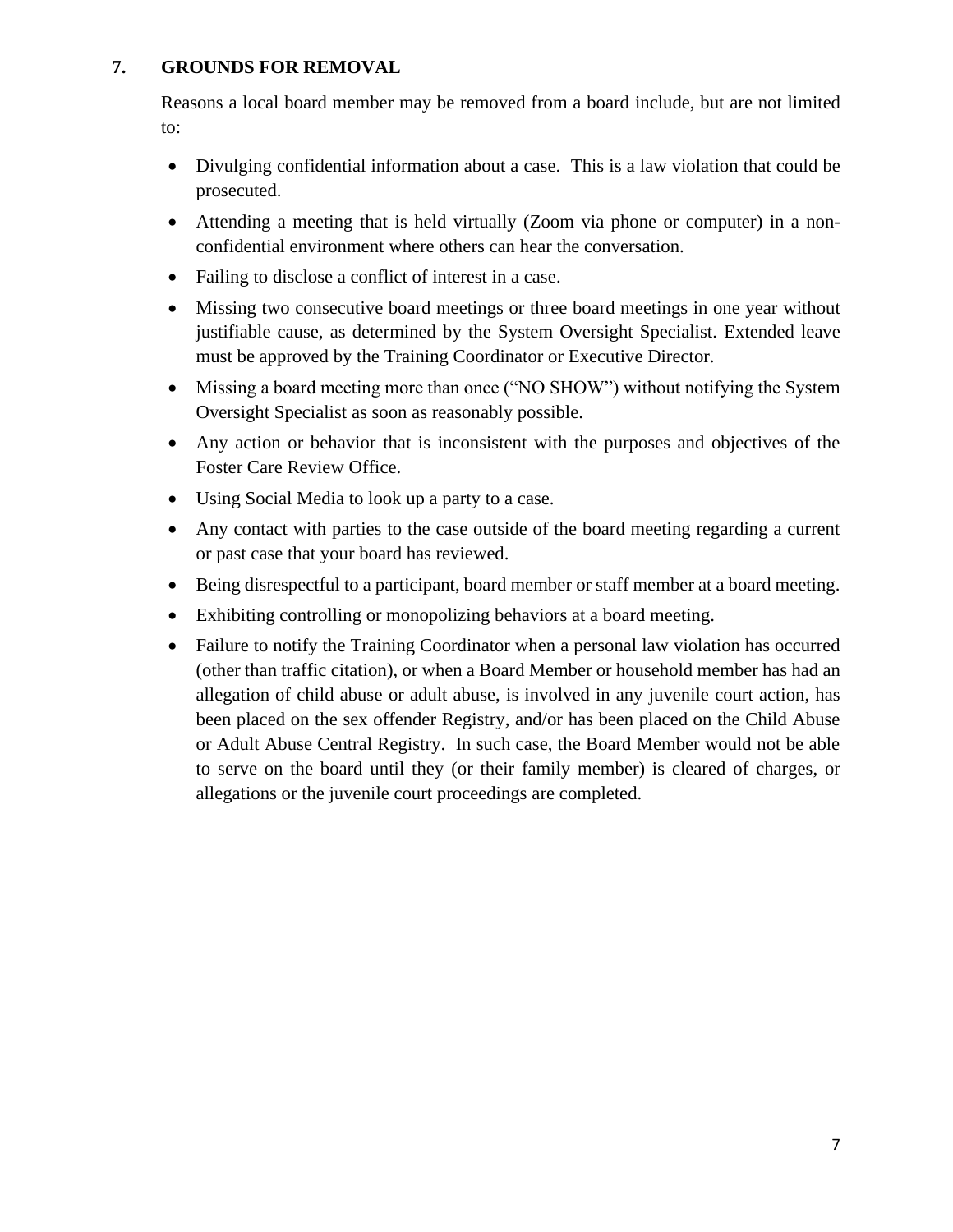## 7. GROUNDS FOR REMOVAL

Reasons a local board member may be removed from a board include, but are not limited to:

- Divulging confidential information about a case. This is a law violation that could be prosecuted.
- Attending a meeting that is held virtually (Zoom via phone or computer) in a non-confidential environment where others can hear the conversation.
- Failing to disclose a conflict of interest in a case.
- Missing two consecutive board meetings or three board meetings in one year without justifiable cause, as determined by the System Oversight Specialist. Extended leave must be approved by the Training Coordinator or Executive Director.
- Missing a board meeting more than once ("NO SHOW") without notifying the System Oversight Specialist as soon as reasonably possible.
- Any action or behavior that is inconsistent with the purposes and objectives of the Foster Care Review Office.
- Using Social Media to look up a party to a case.
- Any contact with parties to the case outside of the board meeting regarding a current or past case that your board has reviewed.
- Being disrespectful to a participant, board member or staff member at a board meeting.
- Exhibiting controlling or monopolizing behaviors at a board meeting.
- Failure to notify the Training Coordinator when a personal law violation has occurred (other than traffic citation), or when a Board Member or household member has had an allegation of child abuse or adult abuse, is involved in any juvenile court action, has been placed on the sex offender Registry, and/or has been placed on the Child Abuse or Adult Abuse Central Registry. In such case, the Board Member would not be able to serve on the board until they (or their family member) is cleared of charges, or allegations or the juvenile court proceedings are completed.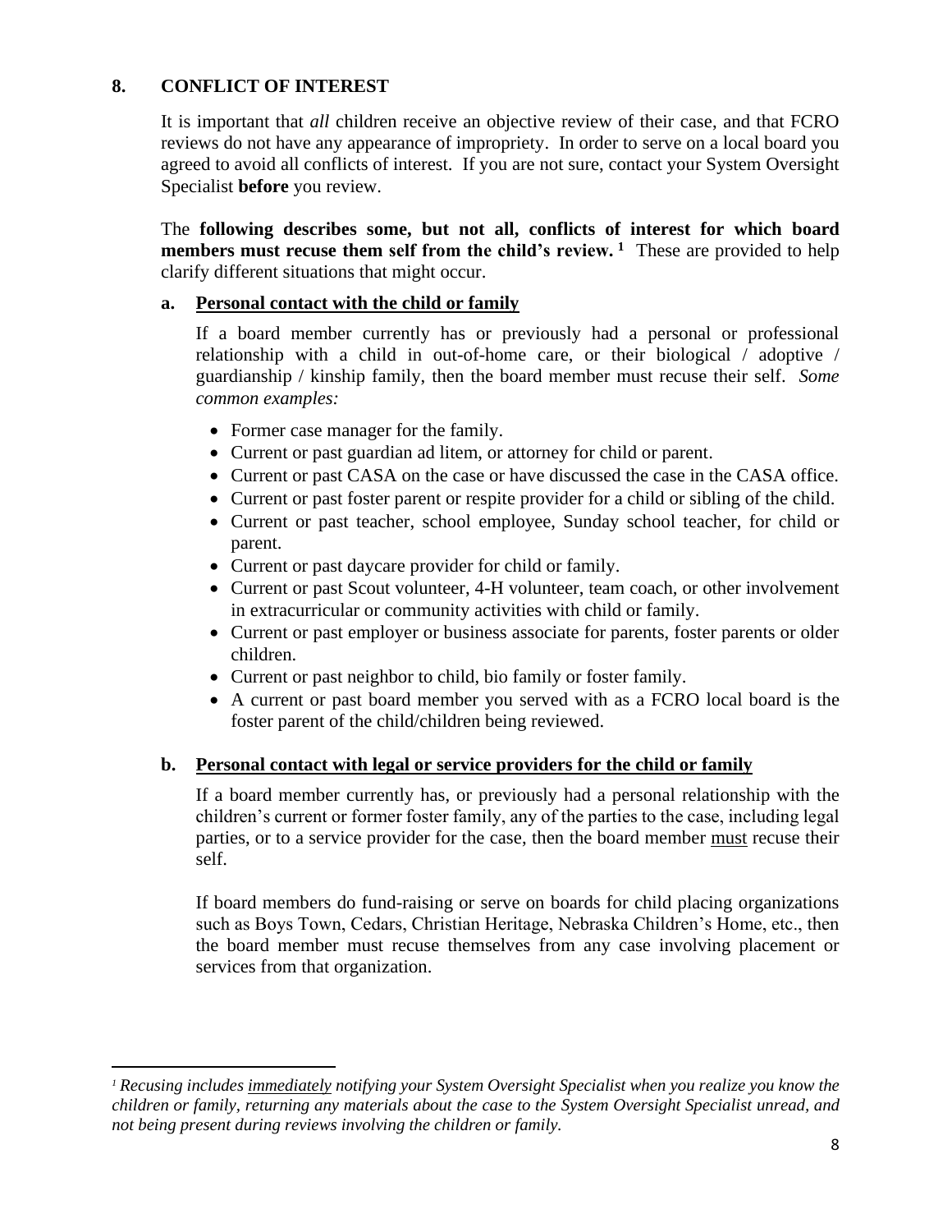## 8. CONFLICT OF INTEREST

It is important that *all* children receive an objective review of their case, and that FCRO reviews do not have any appearance of impropriety. In order to serve on a local board you agreed to avoid all conflicts of interest. If you are not sure, contact your System Oversight Specialist **before** you review.

The **following describes some, but not all, conflicts of interest for which board members must recuse them self from the child's review.** [1] These are provided to help clarify different situations that might occur.

### a. <u>Personal contact with the child or family</u>

If a board member currently has or previously had a personal or professional relationship with a child in out-of-home care, or their biological / adoptive / guardianship / kinship family, then the board member must recuse their self. *Some common examples:*

- Former case manager for the family.
- Current or past guardian ad litem, or attorney for child or parent.
- Current or past CASA on the case or have discussed the case in the CASA office.
- Current or past foster parent or respite provider for a child or sibling of the child.
- Current or past teacher, school employee, Sunday school teacher, for child or parent.
- Current or past daycare provider for child or family.
- Current or past Scout volunteer, 4-H volunteer, team coach, or other involvement in extracurricular or community activities with child or family.
- Current or past employer or business associate for parents, foster parents or older children.
- Current or past neighbor to child, bio family or foster family.
- A current or past board member you served with as a FCRO local board is the foster parent of the child/children being reviewed.

### b. <u>Personal contact with legal or service providers for the child or family</u>

If a board member currently has, or previously had a personal relationship with the children's current or former foster family, any of the parties to the case, including legal parties, or to a service provider for the case, then the board member <u>must</u> recuse their self.

If board members do fund-raising or serve on boards for child placing organizations such as Boys Town, Cedars, Christian Heritage, Nebraska Children's Home, etc., then the board member must recuse themselves from any case involving placement or services from that organization.

---

[1] *Recusing includes <u>immediately</u> notifying your System Oversight Specialist when you realize you know the children or family, returning any materials about the case to the System Oversight Specialist unread, and not being present during reviews involving the children or family.*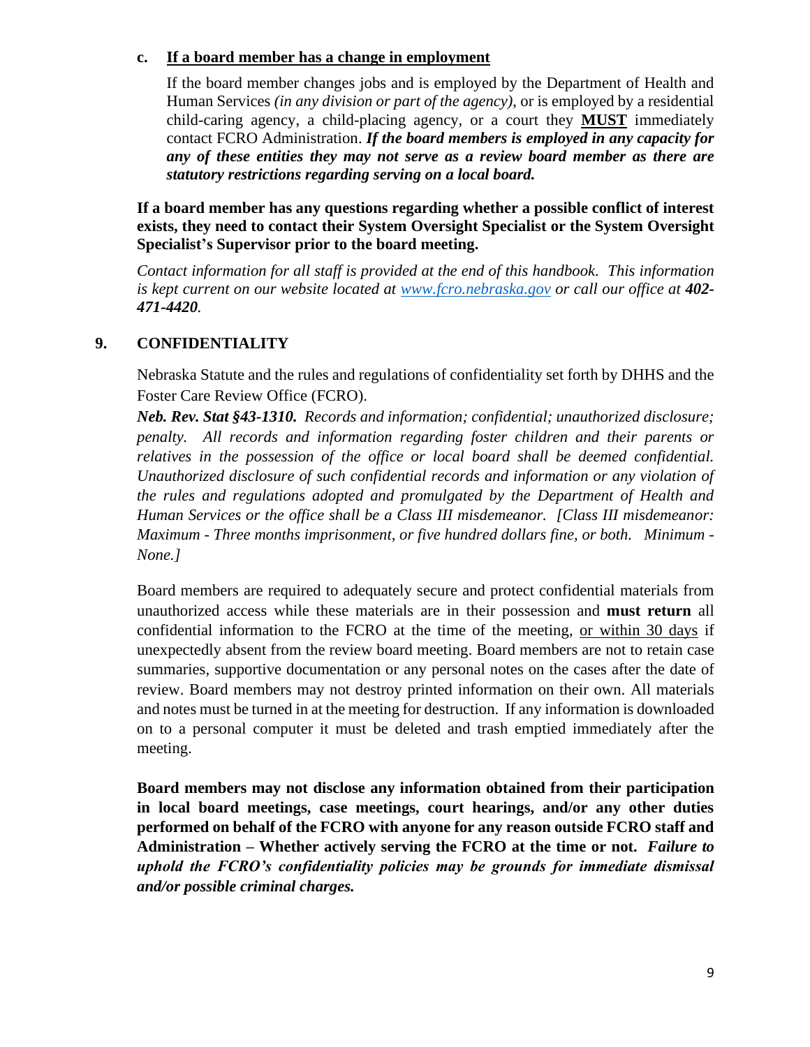### c. <u>If a board member has a change in employment</u>

If the board member changes jobs and is employed by the Department of Health and Human Services *(in any division or part of the agency)*, or is employed by a residential child-caring agency, a child-placing agency, or a court they **<u>MUST</u>** immediately contact FCRO Administration. ***If the board members is employed in any capacity for any of these entities they may not serve as a review board member as there are statutory restrictions regarding serving on a local board.***

**If a board member has any questions regarding whether a possible conflict of interest exists, they need to contact their System Oversight Specialist or the System Oversight Specialist's Supervisor prior to the board meeting.**

*Contact information for all staff is provided at the end of this handbook. This information is kept current on our website located at [www.fcro.nebraska.gov](www.fcro.nebraska.gov) or call our office at **402-471-4420**.*

## 9. CONFIDENTIALITY

Nebraska Statute and the rules and regulations of confidentiality set forth by DHHS and the Foster Care Review Office (FCRO).

***Neb. Rev. Stat §43-1310.*** *Records and information; confidential; unauthorized disclosure; penalty. All records and information regarding foster children and their parents or relatives in the possession of the office or local board shall be deemed confidential. Unauthorized disclosure of such confidential records and information or any violation of the rules and regulations adopted and promulgated by the Department of Health and Human Services or the office shall be a Class III misdemeanor. [Class III misdemeanor: Maximum - Three months imprisonment, or five hundred dollars fine, or both. Minimum - None.]*

Board members are required to adequately secure and protect confidential materials from unauthorized access while these materials are in their possession and **must return** all confidential information to the FCRO at the time of the meeting, <u>or within 30 days</u> if unexpectedly absent from the review board meeting. Board members are not to retain case summaries, supportive documentation or any personal notes on the cases after the date of review. Board members may not destroy printed information on their own. All materials and notes must be turned in at the meeting for destruction. If any information is downloaded on to a personal computer it must be deleted and trash emptied immediately after the meeting.

**Board members may not disclose any information obtained from their participation in local board meetings, case meetings, court hearings, and/or any other duties performed on behalf of the FCRO with anyone for any reason outside FCRO staff and Administration – Whether actively serving the FCRO at the time or not.** ***Failure to uphold the FCRO's confidentiality policies may be grounds for immediate dismissal and/or possible criminal charges.***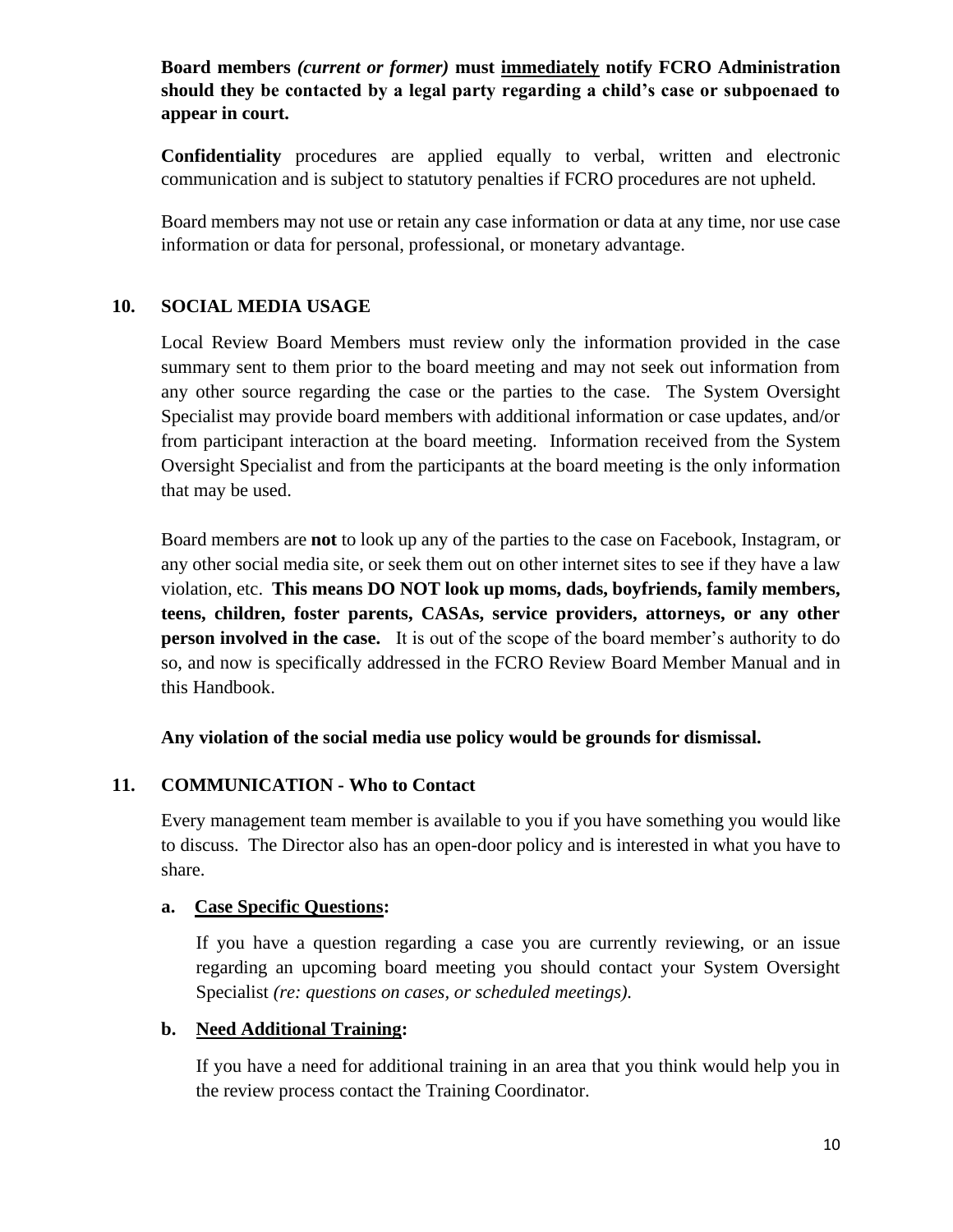**Board members *(current or former)* must <u>immediately</u> notify FCRO Administration should they be contacted by a legal party regarding a child's case or subpoenaed to appear in court.**

**Confidentiality** procedures are applied equally to verbal, written and electronic communication and is subject to statutory penalties if FCRO procedures are not upheld.

Board members may not use or retain any case information or data at any time, nor use case information or data for personal, professional, or monetary advantage.

## 10. SOCIAL MEDIA USAGE

Local Review Board Members must review only the information provided in the case summary sent to them prior to the board meeting and may not seek out information from any other source regarding the case or the parties to the case. The System Oversight Specialist may provide board members with additional information or case updates, and/or from participant interaction at the board meeting. Information received from the System Oversight Specialist and from the participants at the board meeting is the only information that may be used.

Board members are **not** to look up any of the parties to the case on Facebook, Instagram, or any other social media site, or seek them out on other internet sites to see if they have a law violation, etc. **This means DO NOT look up moms, dads, boyfriends, family members, teens, children, foster parents, CASAs, service providers, attorneys, or any other person involved in the case.** It is out of the scope of the board member's authority to do so, and now is specifically addressed in the FCRO Review Board Member Manual and in this Handbook.

**Any violation of the social media use policy would be grounds for dismissal.**

## 11. COMMUNICATION - Who to Contact

Every management team member is available to you if you have something you would like to discuss. The Director also has an open-door policy and is interested in what you have to share.

### a. <u>Case Specific Questions</u>:

If you have a question regarding a case you are currently reviewing, or an issue regarding an upcoming board meeting you should contact your System Oversight Specialist *(re: questions on cases, or scheduled meetings).*

### b. <u>Need Additional Training</u>:

If you have a need for additional training in an area that you think would help you in the review process contact the Training Coordinator.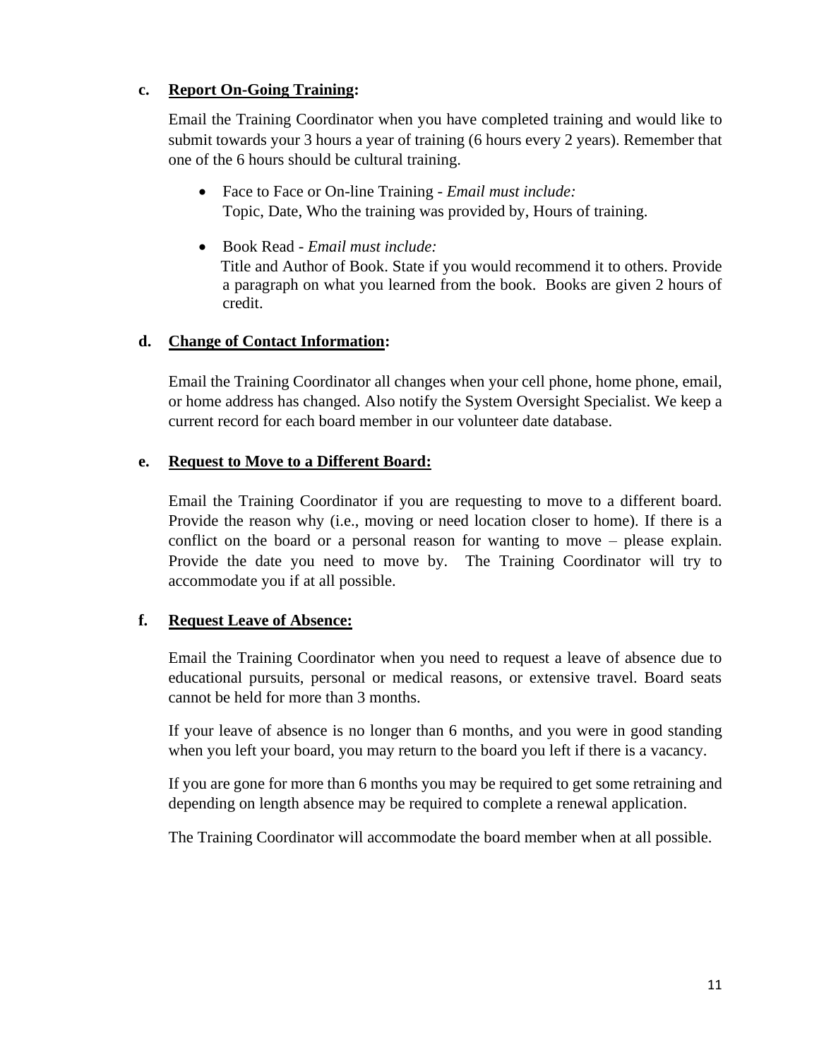**c. Report On-Going Training:**

Email the Training Coordinator when you have completed training and would like to submit towards your 3 hours a year of training (6 hours every 2 years). Remember that one of the 6 hours should be cultural training.

- Face to Face or On-line Training - *Email must include:*
  Topic, Date, Who the training was provided by, Hours of training.

- Book Read - *Email must include:*
  Title and Author of Book. State if you would recommend it to others. Provide a paragraph on what you learned from the book. Books are given 2 hours of credit.

**d. Change of Contact Information:**

Email the Training Coordinator all changes when your cell phone, home phone, email, or home address has changed. Also notify the System Oversight Specialist. We keep a current record for each board member in our volunteer date database.

**e. Request to Move to a Different Board:**

Email the Training Coordinator if you are requesting to move to a different board. Provide the reason why (i.e., moving or need location closer to home). If there is a conflict on the board or a personal reason for wanting to move – please explain. Provide the date you need to move by. The Training Coordinator will try to accommodate you if at all possible.

**f. Request Leave of Absence:**

Email the Training Coordinator when you need to request a leave of absence due to educational pursuits, personal or medical reasons, or extensive travel. Board seats cannot be held for more than 3 months.

If your leave of absence is no longer than 6 months, and you were in good standing when you left your board, you may return to the board you left if there is a vacancy.

If you are gone for more than 6 months you may be required to get some retraining and depending on length absence may be required to complete a renewal application.

The Training Coordinator will accommodate the board member when at all possible.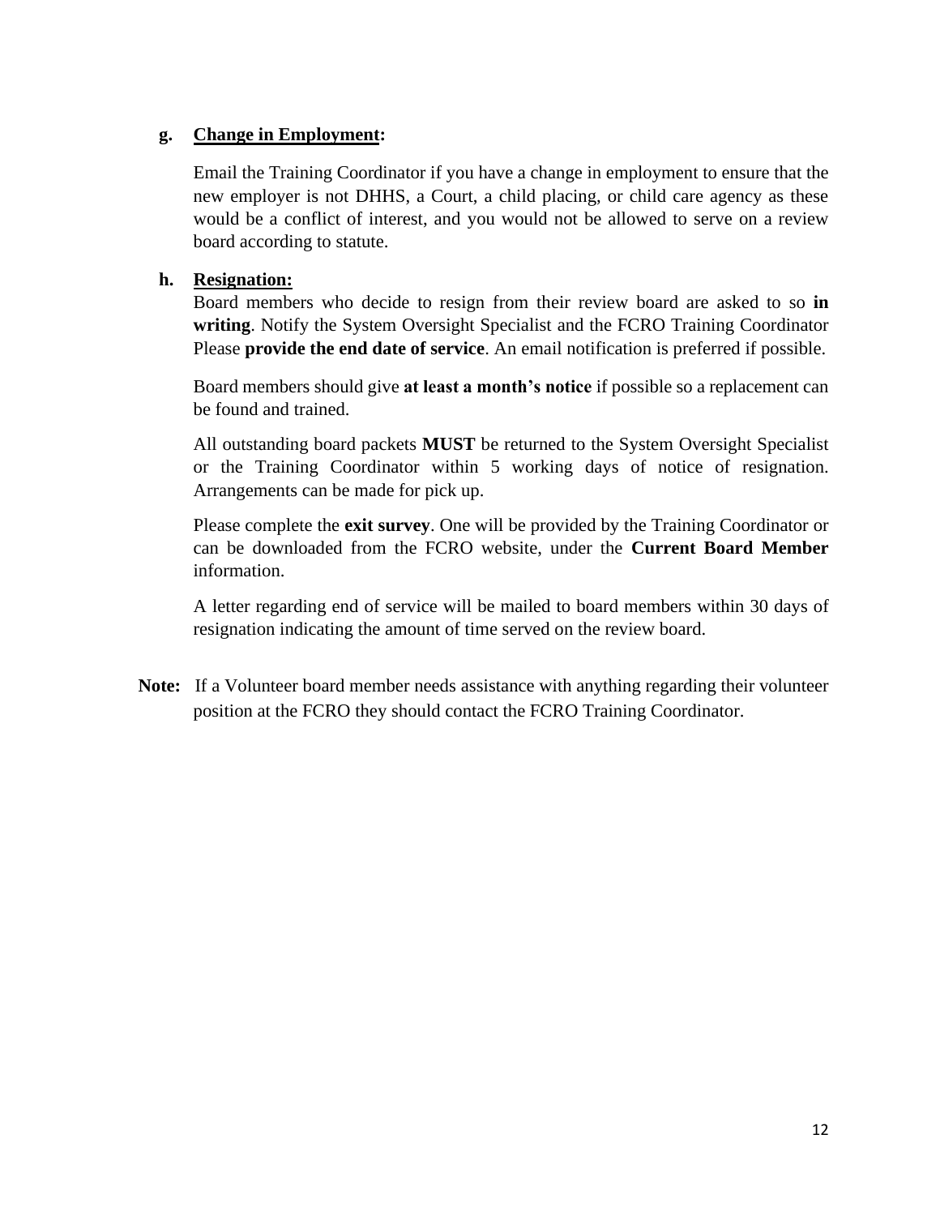**g. <u>Change in Employment</u>:**

Email the Training Coordinator if you have a change in employment to ensure that the new employer is not DHHS, a Court, a child placing, or child care agency as these would be a conflict of interest, and you would not be allowed to serve on a review board according to statute.

**h. <u>Resignation:</u>**

Board members who decide to resign from their review board are asked to so **in writing**. Notify the System Oversight Specialist and the FCRO Training Coordinator Please **provide the end date of service**. An email notification is preferred if possible.

Board members should give **at least a month's notice** if possible so a replacement can be found and trained.

All outstanding board packets **MUST** be returned to the System Oversight Specialist or the Training Coordinator within 5 working days of notice of resignation. Arrangements can be made for pick up.

Please complete the **exit survey**. One will be provided by the Training Coordinator or can be downloaded from the FCRO website, under the **Current Board Member** information.

A letter regarding end of service will be mailed to board members within 30 days of resignation indicating the amount of time served on the review board.

**Note:** If a Volunteer board member needs assistance with anything regarding their volunteer position at the FCRO they should contact the FCRO Training Coordinator.